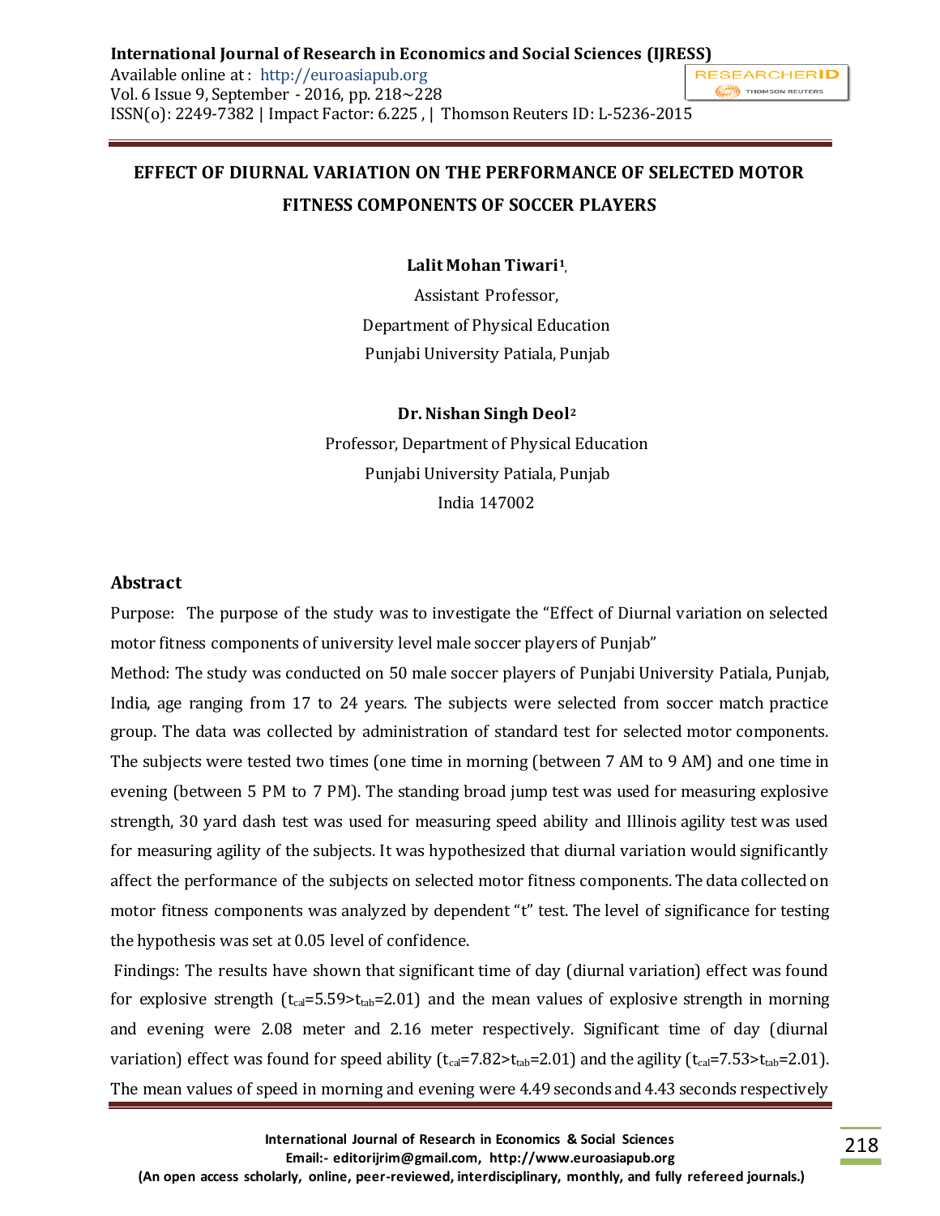# EFFECT OF DIURNAL VARIATION ON THE PERFORMANCE OF SELECTED MOTOR FITNESS COMPONENTS OF SOCCER PLAYERS

**Lalit Mohan Tiwari**[1],

Assistant Professor,

Department of Physical Education

Punjabi University Patiala, Punjab

**Dr. Nishan Singh Deol**[2]

Professor, Department of Physical Education

Punjabi University Patiala, Punjab

India 147002

## Abstract

Purpose: The purpose of the study was to investigate the "Effect of Diurnal variation on selected motor fitness components of university level male soccer players of Punjab"

Method: The study was conducted on 50 male soccer players of Punjabi University Patiala, Punjab, India, age ranging from 17 to 24 years. The subjects were selected from soccer match practice group. The data was collected by administration of standard test for selected motor components. The subjects were tested two times (one time in morning (between 7 AM to 9 AM) and one time in evening (between 5 PM to 7 PM). The standing broad jump test was used for measuring explosive strength, 30 yard dash test was used for measuring speed ability and Illinois agility test was used for measuring agility of the subjects. It was hypothesized that diurnal variation would significantly affect the performance of the subjects on selected motor fitness components. The data collected on motor fitness components was analyzed by dependent "t" test. The level of significance for testing the hypothesis was set at 0.05 level of confidence.

Findings: The results have shown that significant time of day (diurnal variation) effect was found for explosive strength ($t_{cal}$=5.59>$t_{tab}$=2.01) and the mean values of explosive strength in morning and evening were 2.08 meter and 2.16 meter respectively. Significant time of day (diurnal variation) effect was found for speed ability ($t_{cal}$=7.82>$t_{tab}$=2.01) and the agility ($t_{cal}$=7.53>$t_{tab}$=2.01). The mean values of speed in morning and evening were 4.49 seconds and 4.43 seconds respectively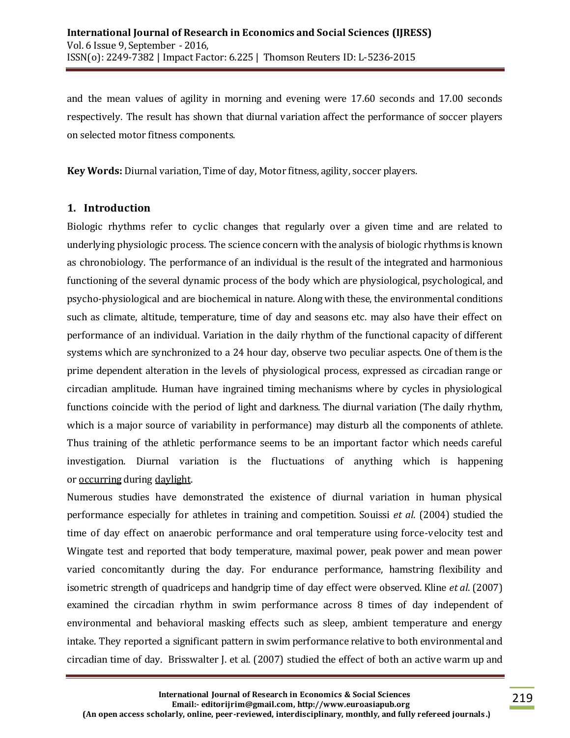and the mean values of agility in morning and evening were 17.60 seconds and 17.00 seconds respectively. The result has shown that diurnal variation affect the performance of soccer players on selected motor fitness components.

**Key Words:** Diurnal variation, Time of day, Motor fitness, agility, soccer players.

## 1. Introduction

Biologic rhythms refer to cyclic changes that regularly over a given time and are related to underlying physiologic process. The science concern with the analysis of biologic rhythms is known as chronobiology. The performance of an individual is the result of the integrated and harmonious functioning of the several dynamic process of the body which are physiological, psychological, and psycho-physiological and are biochemical in nature. Along with these, the environmental conditions such as climate, altitude, temperature, time of day and seasons etc. may also have their effect on performance of an individual. Variation in the daily rhythm of the functional capacity of different systems which are synchronized to a 24 hour day, observe two peculiar aspects. One of them is the prime dependent alteration in the levels of physiological process, expressed as circadian range or circadian amplitude. Human have ingrained timing mechanisms where by cycles in physiological functions coincide with the period of light and darkness. The diurnal variation (The daily rhythm, which is a major source of variability in performance) may disturb all the components of athlete. Thus training of the athletic performance seems to be an important factor which needs careful investigation. Diurnal variation is the fluctuations of anything which is happening or occurring during daylight.

Numerous studies have demonstrated the existence of diurnal variation in human physical performance especially for athletes in training and competition. Souissi *et al*. (2004) studied the time of day effect on anaerobic performance and oral temperature using force-velocity test and Wingate test and reported that body temperature, maximal power, peak power and mean power varied concomitantly during the day. For endurance performance, hamstring flexibility and isometric strength of quadriceps and handgrip time of day effect were observed. Kline *et al*. (2007) examined the circadian rhythm in swim performance across 8 times of day independent of environmental and behavioral masking effects such as sleep, ambient temperature and energy intake. They reported a significant pattern in swim performance relative to both environmental and circadian time of day. Brisswalter J. et al. (2007) studied the effect of both an active warm up and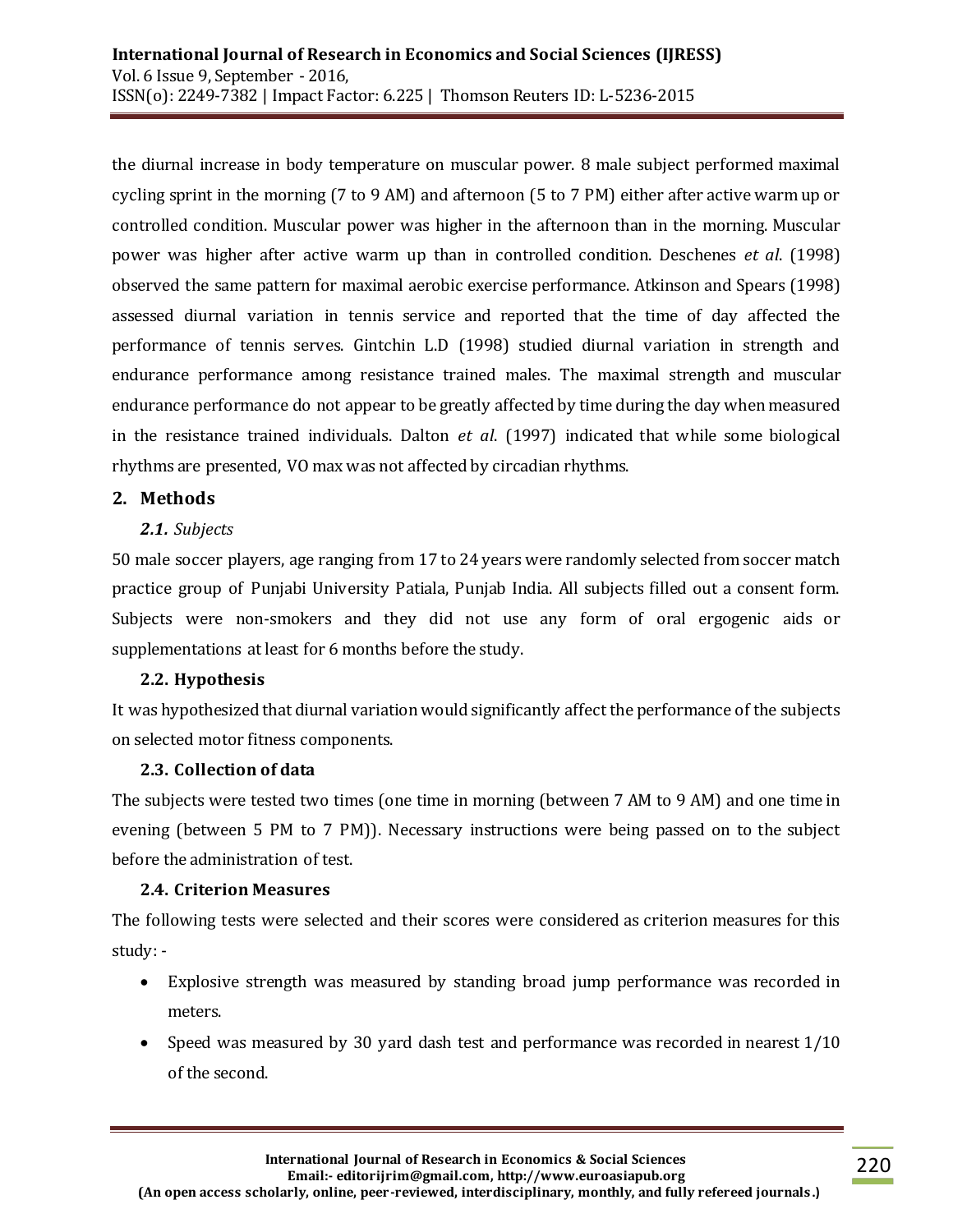the diurnal increase in body temperature on muscular power. 8 male subject performed maximal cycling sprint in the morning (7 to 9 AM) and afternoon (5 to 7 PM) either after active warm up or controlled condition. Muscular power was higher in the afternoon than in the morning. Muscular power was higher after active warm up than in controlled condition. Deschenes *et al*. (1998) observed the same pattern for maximal aerobic exercise performance. Atkinson and Spears (1998) assessed diurnal variation in tennis service and reported that the time of day affected the performance of tennis serves. Gintchin L.D (1998) studied diurnal variation in strength and endurance performance among resistance trained males. The maximal strength and muscular endurance performance do not appear to be greatly affected by time during the day when measured in the resistance trained individuals. Dalton *et al*. (1997) indicated that while some biological rhythms are presented, VO max was not affected by circadian rhythms.

## 2. Methods

### *2.1. Subjects*

50 male soccer players, age ranging from 17 to 24 years were randomly selected from soccer match practice group of Punjabi University Patiala, Punjab India. All subjects filled out a consent form. Subjects were non-smokers and they did not use any form of oral ergogenic aids or supplementations at least for 6 months before the study.

### 2.2. Hypothesis

It was hypothesized that diurnal variation would significantly affect the performance of the subjects on selected motor fitness components.

### 2.3. Collection of data

The subjects were tested two times (one time in morning (between 7 AM to 9 AM) and one time in evening (between 5 PM to 7 PM)). Necessary instructions were being passed on to the subject before the administration of test.

### 2.4. Criterion Measures

The following tests were selected and their scores were considered as criterion measures for this study: -

- Explosive strength was measured by standing broad jump performance was recorded in meters.
- Speed was measured by 30 yard dash test and performance was recorded in nearest 1/10 of the second.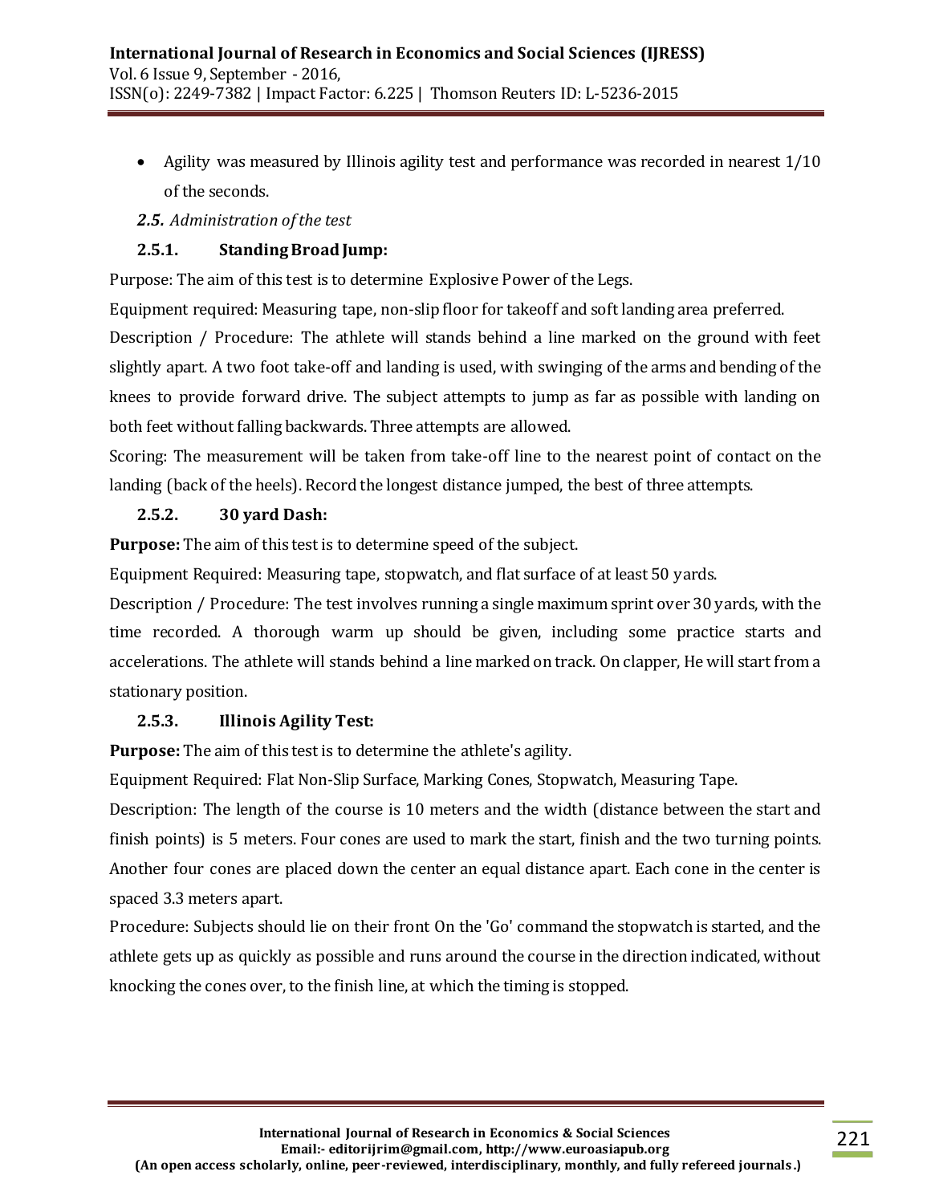- Agility was measured by Illinois agility test and performance was recorded in nearest 1/10 of the seconds.

*2.5. Administration of the test*

### 2.5.1. Standing Broad Jump:

Purpose: The aim of this test is to determine Explosive Power of the Legs.

Equipment required: Measuring tape, non-slip floor for takeoff and soft landing area preferred.

Description / Procedure: The athlete will stands behind a line marked on the ground with feet slightly apart. A two foot take-off and landing is used, with swinging of the arms and bending of the knees to provide forward drive. The subject attempts to jump as far as possible with landing on both feet without falling backwards. Three attempts are allowed.

Scoring: The measurement will be taken from take-off line to the nearest point of contact on the landing (back of the heels). Record the longest distance jumped, the best of three attempts.

### 2.5.2. 30 yard Dash:

**Purpose:** The aim of this test is to determine speed of the subject.

Equipment Required: Measuring tape, stopwatch, and flat surface of at least 50 yards.

Description / Procedure: The test involves running a single maximum sprint over 30 yards, with the time recorded. A thorough warm up should be given, including some practice starts and accelerations. The athlete will stands behind a line marked on track. On clapper, He will start from a stationary position.

### 2.5.3. Illinois Agility Test:

**Purpose:** The aim of this test is to determine the athlete's agility.

Equipment Required: Flat Non-Slip Surface, Marking Cones, Stopwatch, Measuring Tape.

Description: The length of the course is 10 meters and the width (distance between the start and finish points) is 5 meters. Four cones are used to mark the start, finish and the two turning points. Another four cones are placed down the center an equal distance apart. Each cone in the center is spaced 3.3 meters apart.

Procedure: Subjects should lie on their front On the 'Go' command the stopwatch is started, and the athlete gets up as quickly as possible and runs around the course in the direction indicated, without knocking the cones over, to the finish line, at which the timing is stopped.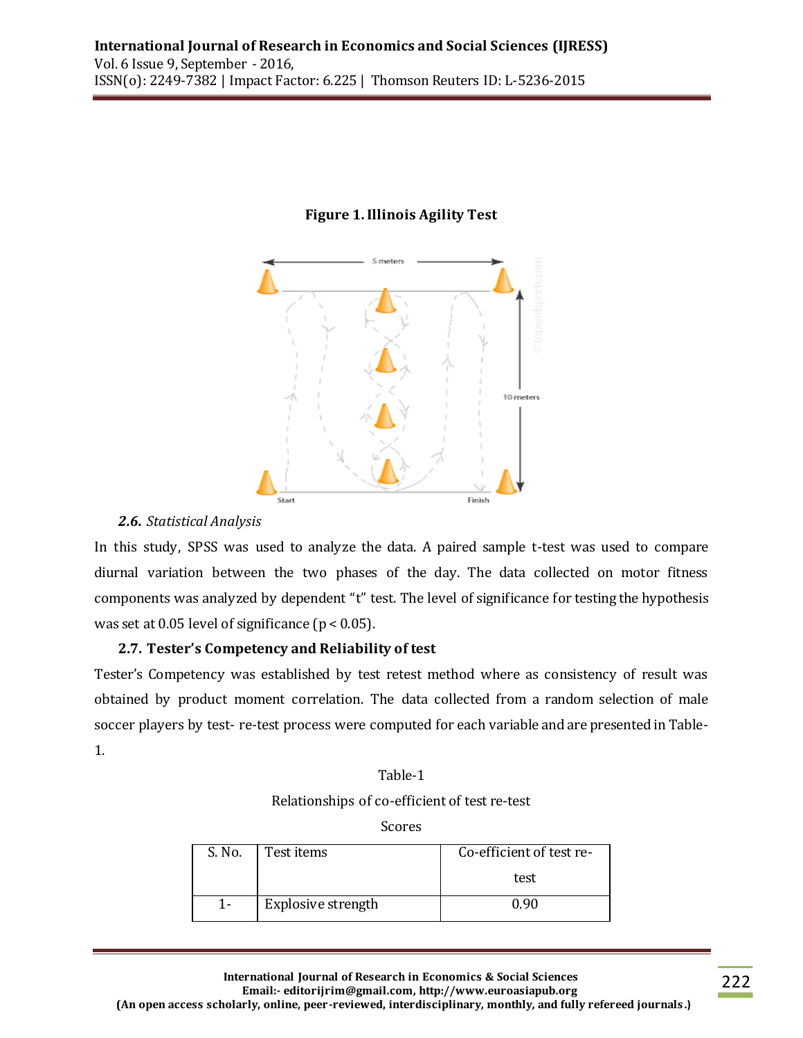**Figure 1. Illinois Agility Test**

### *2.6. Statistical Analysis*

In this study, SPSS was used to analyze the data. A paired sample t-test was used to compare diurnal variation between the two phases of the day. The data collected on motor fitness components was analyzed by dependent "t" test. The level of significance for testing the hypothesis was set at 0.05 level of significance ($p < 0.05$).

### 2.7. Tester's Competency and Reliability of test

Tester's Competency was established by test retest method where as consistency of result was obtained by product moment correlation. The data collected from a random selection of male soccer players by test- re-test process were computed for each variable and are presented in Table-1.

Table-1

Relationships of co-efficient of test re-test

Scores

| S. No. | Test items | Co-efficient of test re-test |
|---|---|---|
| 1- | Explosive strength | 0.90 |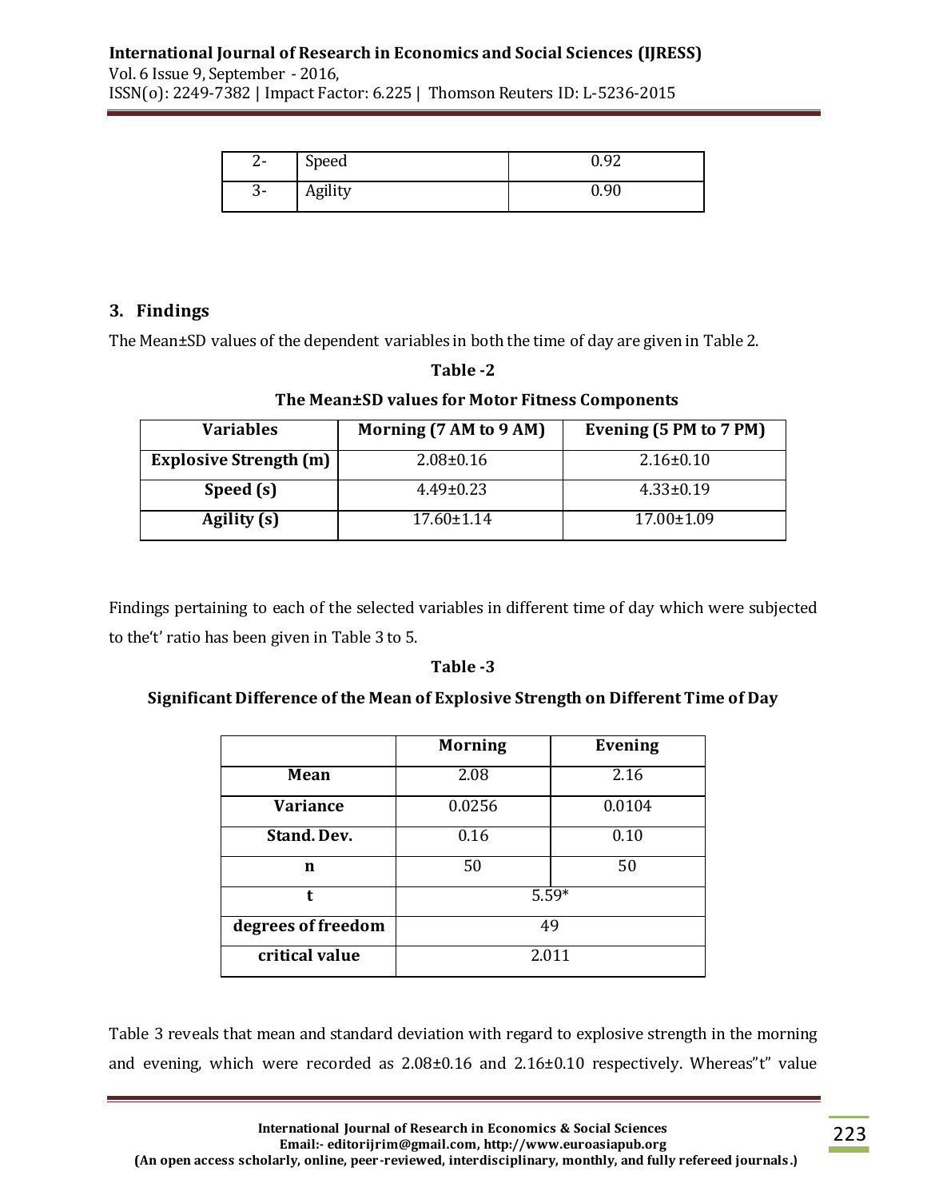| 2- | Speed | 0.92 |
|---|---|---|
| 3- | Agility | 0.90 |

## 3. Findings

The Mean±SD values of the dependent variables in both the time of day are given in Table 2.

**Table -2**

**The Mean±SD values for Motor Fitness Components**

| Variables | Morning (7 AM to 9 AM) | Evening (5 PM to 7 PM) |
|---|---|---|
| **Explosive Strength (m)** | 2.08±0.16 | 2.16±0.10 |
| **Speed (s)** | 4.49±0.23 | 4.33±0.19 |
| **Agility (s)** | 17.60±1.14 | 17.00±1.09 |

Findings pertaining to each of the selected variables in different time of day which were subjected to the't' ratio has been given in Table 3 to 5.

**Table -3**

**Significant Difference of the Mean of Explosive Strength on Different Time of Day**

| | Morning | Evening |
|---|---|---|
| **Mean** | 2.08 | 2.16 |
| **Variance** | 0.0256 | 0.0104 |
| **Stand. Dev.** | 0.16 | 0.10 |
| **n** | 50 | 50 |
| **t** | 5.59* | |
| **degrees of freedom** | 49 | |
| **critical value** | 2.011 | |

Table 3 reveals that mean and standard deviation with regard to explosive strength in the morning and evening, which were recorded as 2.08±0.16 and 2.16±0.10 respectively. Whereas"t" value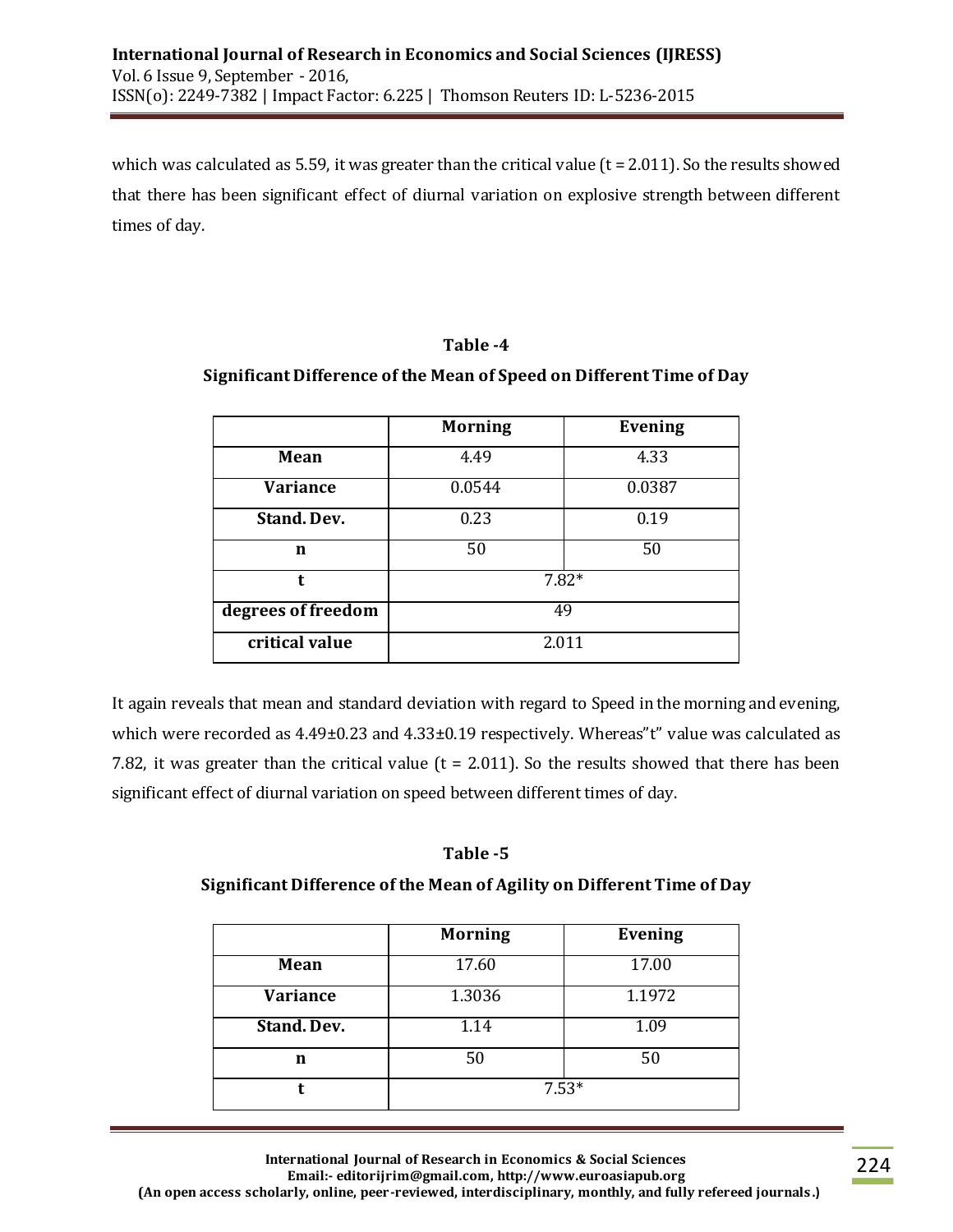which was calculated as 5.59, it was greater than the critical value (t = 2.011). So the results showed that there has been significant effect of diurnal variation on explosive strength between different times of day.

**Table -4**

**Significant Difference of the Mean of Speed on Different Time of Day**

| | Morning | Evening |
|---|---|---|
| **Mean** | 4.49 | 4.33 |
| **Variance** | 0.0544 | 0.0387 |
| **Stand. Dev.** | 0.23 | 0.19 |
| **n** | 50 | 50 |
| **t** | 7.82* | |
| **degrees of freedom** | 49 | |
| **critical value** | 2.011 | |

It again reveals that mean and standard deviation with regard to Speed in the morning and evening, which were recorded as 4.49±0.23 and 4.33±0.19 respectively. Whereas"t" value was calculated as 7.82, it was greater than the critical value (t = 2.011). So the results showed that there has been significant effect of diurnal variation on speed between different times of day.

**Table -5**

**Significant Difference of the Mean of Agility on Different Time of Day**

| | Morning | Evening |
|---|---|---|
| **Mean** | 17.60 | 17.00 |
| **Variance** | 1.3036 | 1.1972 |
| **Stand. Dev.** | 1.14 | 1.09 |
| **n** | 50 | 50 |
| **t** | 7.53* | |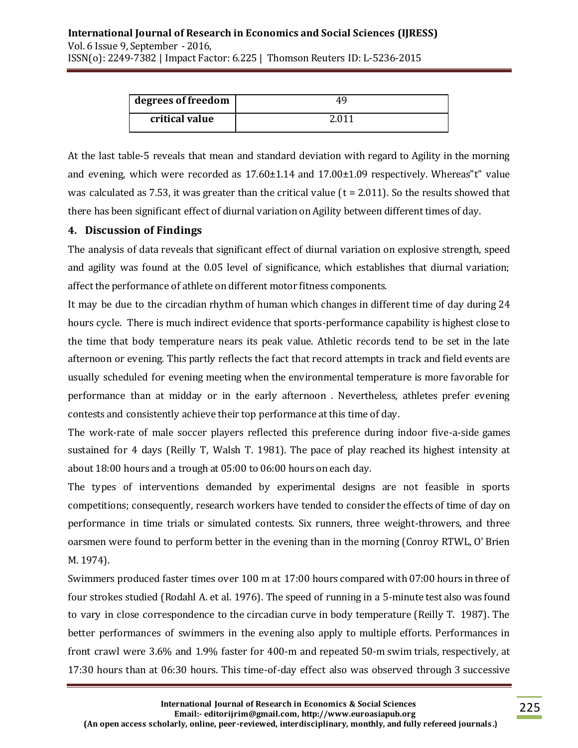| degrees of freedom | 49 |
|---|---|
| critical value | 2.011 |

At the last table-5 reveals that mean and standard deviation with regard to Agility in the morning and evening, which were recorded as 17.60±1.14 and 17.00±1.09 respectively. Whereas"t" value was calculated as 7.53, it was greater than the critical value (t = 2.011). So the results showed that there has been significant effect of diurnal variation on Agility between different times of day.

## 4. Discussion of Findings

The analysis of data reveals that significant effect of diurnal variation on explosive strength, speed and agility was found at the 0.05 level of significance, which establishes that diurnal variation; affect the performance of athlete on different motor fitness components.

It may be due to the circadian rhythm of human which changes in different time of day during 24 hours cycle. There is much indirect evidence that sports-performance capability is highest close to the time that body temperature nears its peak value. Athletic records tend to be set in the late afternoon or evening. This partly reflects the fact that record attempts in track and field events are usually scheduled for evening meeting when the environmental temperature is more favorable for performance than at midday or in the early afternoon . Nevertheless, athletes prefer evening contests and consistently achieve their top performance at this time of day.

The work-rate of male soccer players reflected this preference during indoor five-a-side games sustained for 4 days (Reilly T, Walsh T. 1981). The pace of play reached its highest intensity at about 18:00 hours and a trough at 05:00 to 06:00 hours on each day.

The types of interventions demanded by experimental designs are not feasible in sports competitions; consequently, research workers have tended to consider the effects of time of day on performance in time trials or simulated contests. Six runners, three weight-throwers, and three oarsmen were found to perform better in the evening than in the morning (Conroy RTWL, O' Brien M. 1974).

Swimmers produced faster times over 100 m at 17:00 hours compared with 07:00 hours in three of four strokes studied (Rodahl A. et al. 1976). The speed of running in a 5-minute test also was found to vary in close correspondence to the circadian curve in body temperature (Reilly T. 1987). The better performances of swimmers in the evening also apply to multiple efforts. Performances in front crawl were 3.6% and 1.9% faster for 400-m and repeated 50-m swim trials, respectively, at 17:30 hours than at 06:30 hours. This time-of-day effect also was observed through 3 successive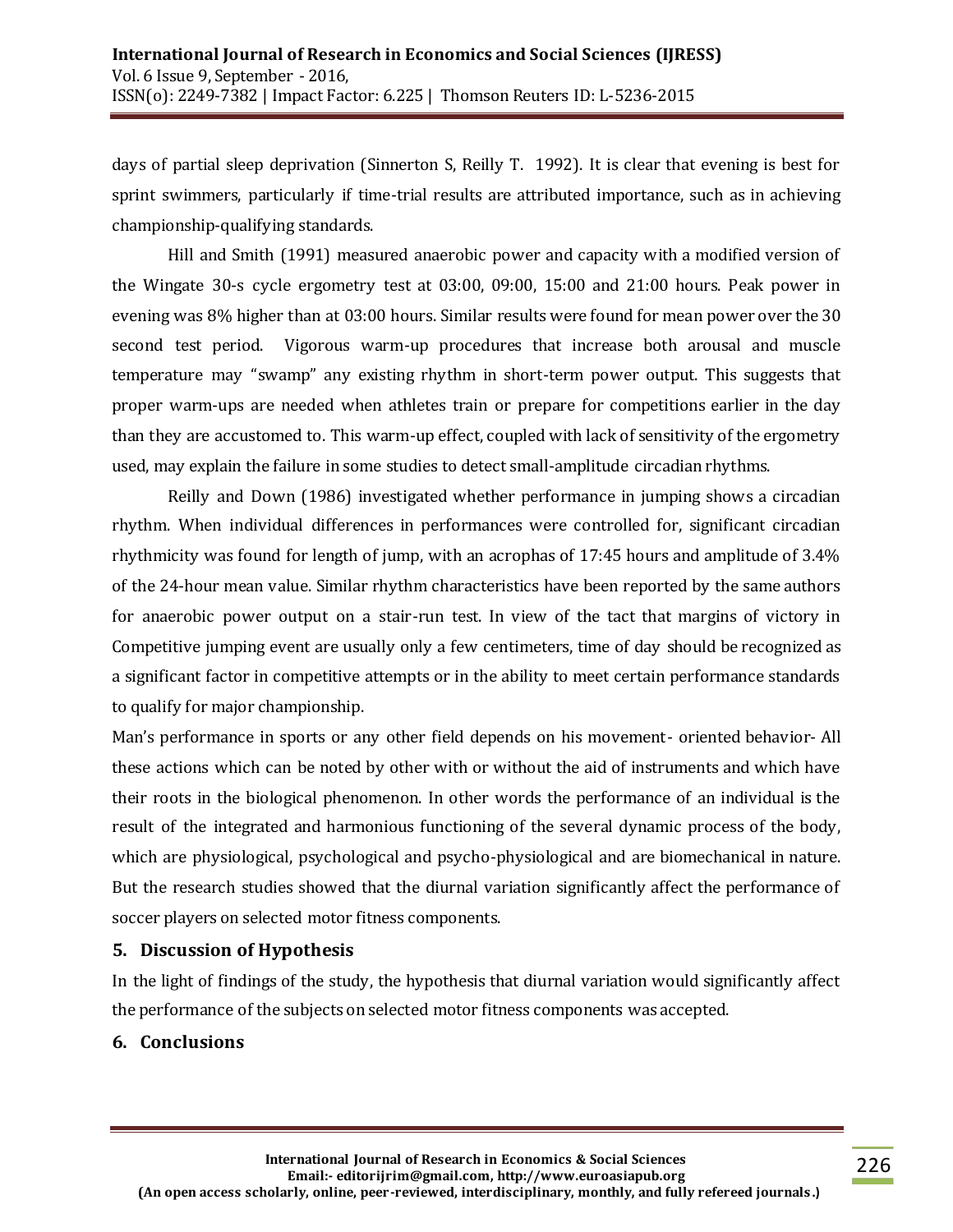days of partial sleep deprivation (Sinnerton S, Reilly T. 1992). It is clear that evening is best for sprint swimmers, particularly if time-trial results are attributed importance, such as in achieving championship-qualifying standards.

Hill and Smith (1991) measured anaerobic power and capacity with a modified version of the Wingate 30-s cycle ergometry test at 03:00, 09:00, 15:00 and 21:00 hours. Peak power in evening was 8% higher than at 03:00 hours. Similar results were found for mean power over the 30 second test period. Vigorous warm-up procedures that increase both arousal and muscle temperature may "swamp" any existing rhythm in short-term power output. This suggests that proper warm-ups are needed when athletes train or prepare for competitions earlier in the day than they are accustomed to. This warm-up effect, coupled with lack of sensitivity of the ergometry used, may explain the failure in some studies to detect small-amplitude circadian rhythms.

Reilly and Down (1986) investigated whether performance in jumping shows a circadian rhythm. When individual differences in performances were controlled for, significant circadian rhythmicity was found for length of jump, with an acrophas of 17:45 hours and amplitude of 3.4% of the 24-hour mean value. Similar rhythm characteristics have been reported by the same authors for anaerobic power output on a stair-run test. In view of the tact that margins of victory in Competitive jumping event are usually only a few centimeters, time of day should be recognized as a significant factor in competitive attempts or in the ability to meet certain performance standards to qualify for major championship.

Man's performance in sports or any other field depends on his movement- oriented behavior- All these actions which can be noted by other with or without the aid of instruments and which have their roots in the biological phenomenon. In other words the performance of an individual is the result of the integrated and harmonious functioning of the several dynamic process of the body, which are physiological, psychological and psycho-physiological and are biomechanical in nature. But the research studies showed that the diurnal variation significantly affect the performance of soccer players on selected motor fitness components.

## 5. Discussion of Hypothesis

In the light of findings of the study, the hypothesis that diurnal variation would significantly affect the performance of the subjects on selected motor fitness components was accepted.

## 6. Conclusions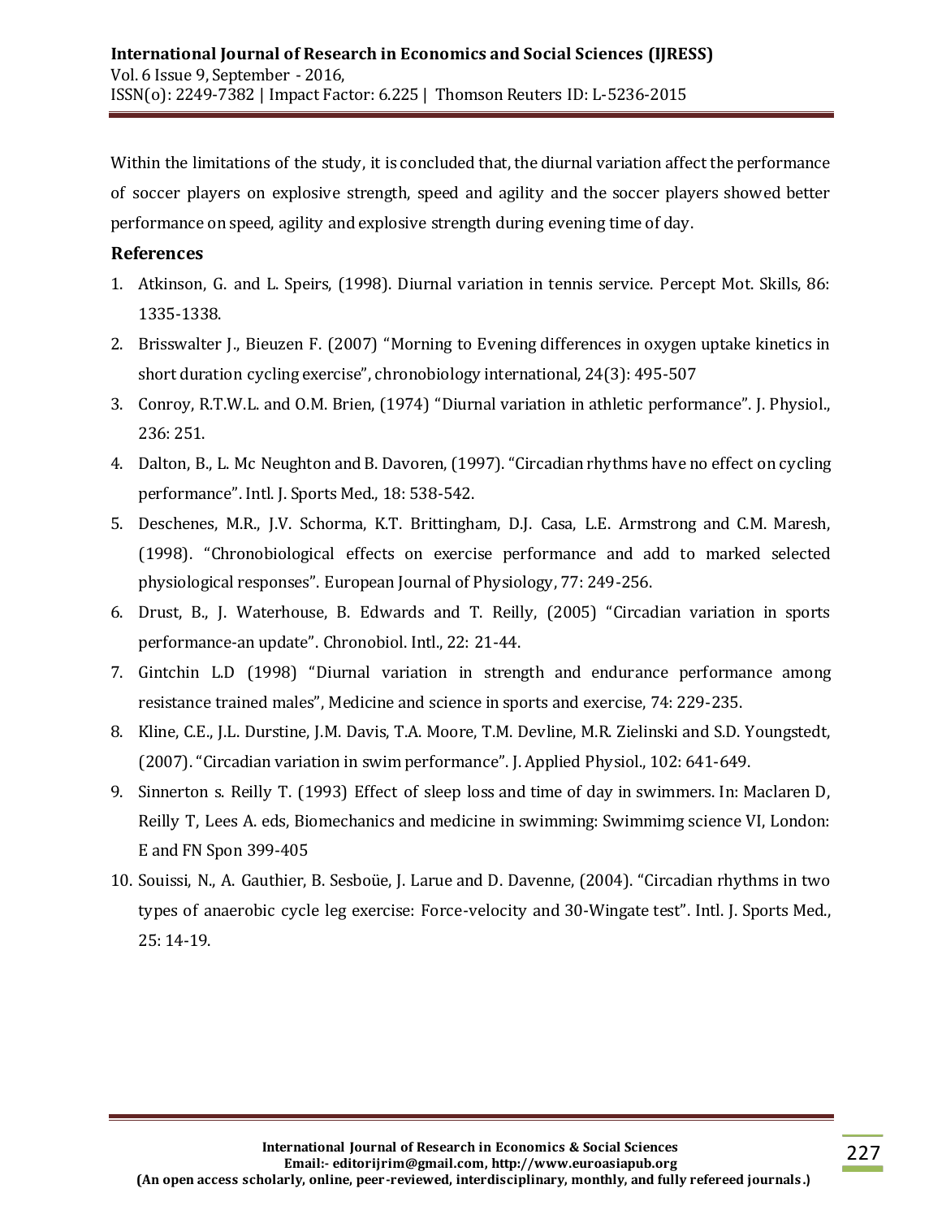Within the limitations of the study, it is concluded that, the diurnal variation affect the performance of soccer players on explosive strength, speed and agility and the soccer players showed better performance on speed, agility and explosive strength during evening time of day.

## References

1. Atkinson, G. and L. Speirs, (1998). Diurnal variation in tennis service. Percept Mot. Skills, 86: 1335-1338.
2. Brisswalter J., Bieuzen F. (2007) "Morning to Evening differences in oxygen uptake kinetics in short duration cycling exercise", chronobiology international, 24(3): 495-507
3. Conroy, R.T.W.L. and O.M. Brien, (1974) "Diurnal variation in athletic performance". J. Physiol., 236: 251.
4. Dalton, B., L. Mc Neughton and B. Davoren, (1997). "Circadian rhythms have no effect on cycling performance". Intl. J. Sports Med., 18: 538-542.
5. Deschenes, M.R., J.V. Schorma, K.T. Brittingham, D.J. Casa, L.E. Armstrong and C.M. Maresh, (1998). "Chronobiological effects on exercise performance and add to marked selected physiological responses". European Journal of Physiology, 77: 249-256.
6. Drust, B., J. Waterhouse, B. Edwards and T. Reilly, (2005) "Circadian variation in sports performance-an update". Chronobiol. Intl., 22: 21-44.
7. Gintchin L.D (1998) "Diurnal variation in strength and endurance performance among resistance trained males", Medicine and science in sports and exercise, 74: 229-235.
8. Kline, C.E., J.L. Durstine, J.M. Davis, T.A. Moore, T.M. Devline, M.R. Zielinski and S.D. Youngstedt, (2007). "Circadian variation in swim performance". J. Applied Physiol., 102: 641-649.
9. Sinnerton s. Reilly T. (1993) Effect of sleep loss and time of day in swimmers. In: Maclaren D, Reilly T, Lees A. eds, Biomechanics and medicine in swimming: Swimmimg science VI, London: E and FN Spon 399-405
10. Souissi, N., A. Gauthier, B. Sesboüe, J. Larue and D. Davenne, (2004). "Circadian rhythms in two types of anaerobic cycle leg exercise: Force-velocity and 30-Wingate test". Intl. J. Sports Med., 25: 14-19.